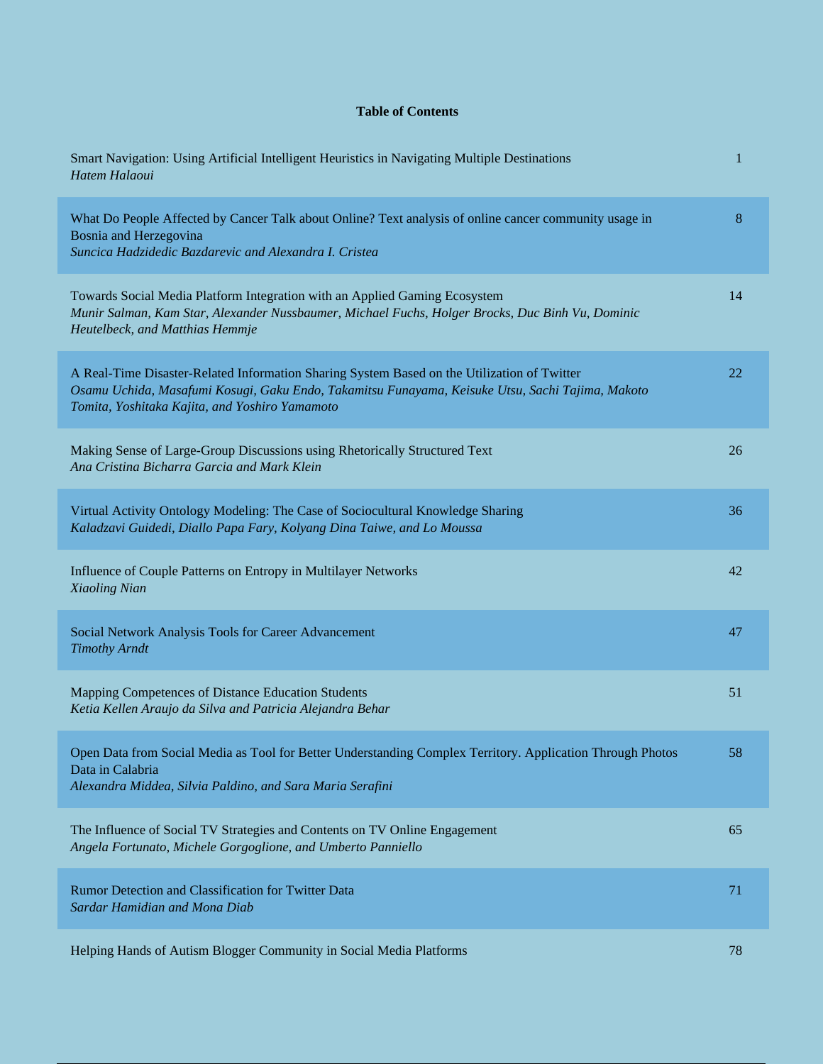**Table of Contents**

| | |
|---|---|
| Smart Navigation: Using Artificial Intelligent Heuristics in Navigating Multiple Destinations<br>*Hatem Halaoui* | 1 |
| What Do People Affected by Cancer Talk about Online? Text analysis of online cancer community usage in Bosnia and Herzegovina<br>*Suncica Hadzidedic Bazdarevic and Alexandra I. Cristea* | 8 |
| Towards Social Media Platform Integration with an Applied Gaming Ecosystem<br>*Munir Salman, Kam Star, Alexander Nussbaumer, Michael Fuchs, Holger Brocks, Duc Binh Vu, Dominic Heutelbeck, and Matthias Hemmje* | 14 |
| A Real-Time Disaster-Related Information Sharing System Based on the Utilization of Twitter<br>*Osamu Uchida, Masafumi Kosugi, Gaku Endo, Takamitsu Funayama, Keisuke Utsu, Sachi Tajima, Makoto Tomita, Yoshitaka Kajita, and Yoshiro Yamamoto* | 22 |
| Making Sense of Large-Group Discussions using Rhetorically Structured Text<br>*Ana Cristina Bicharra Garcia and Mark Klein* | 26 |
| Virtual Activity Ontology Modeling: The Case of Sociocultural Knowledge Sharing<br>*Kaladzavi Guidedi, Diallo Papa Fary, Kolyang Dina Taiwe, and Lo Moussa* | 36 |
| Influence of Couple Patterns on Entropy in Multilayer Networks<br>*Xiaoling Nian* | 42 |
| Social Network Analysis Tools for Career Advancement<br>*Timothy Arndt* | 47 |
| Mapping Competences of Distance Education Students<br>*Ketia Kellen Araujo da Silva and Patricia Alejandra Behar* | 51 |
| Open Data from Social Media as Tool for Better Understanding Complex Territory. Application Through Photos Data in Calabria<br>*Alexandra Middea, Silvia Paldino, and Sara Maria Serafini* | 58 |
| The Influence of Social TV Strategies and Contents on TV Online Engagement<br>*Angela Fortunato, Michele Gorgoglione, and Umberto Panniello* | 65 |
| Rumor Detection and Classification for Twitter Data<br>*Sardar Hamidian and Mona Diab* | 71 |
| Helping Hands of Autism Blogger Community in Social Media Platforms | 78 |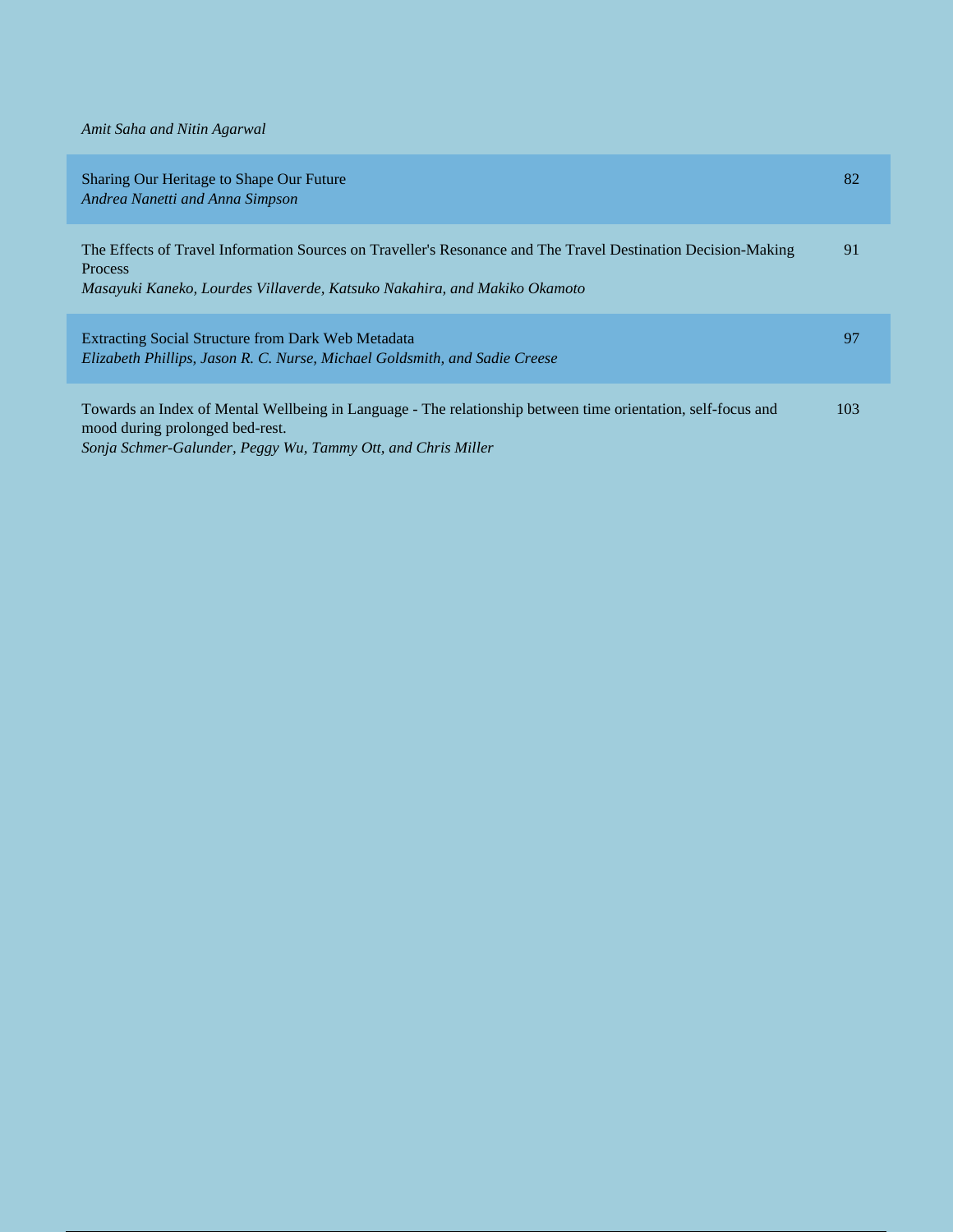*Amit Saha and Nitin Agarwal*

| | |
|---|---|
| Sharing Our Heritage to Shape Our Future<br>*Andrea Nanetti and Anna Simpson* | 82 |
| The Effects of Travel Information Sources on Traveller's Resonance and The Travel Destination Decision-Making Process<br>*Masayuki Kaneko, Lourdes Villaverde, Katsuko Nakahira, and Makiko Okamoto* | 91 |
| Extracting Social Structure from Dark Web Metadata<br>*Elizabeth Phillips, Jason R. C. Nurse, Michael Goldsmith, and Sadie Creese* | 97 |
| Towards an Index of Mental Wellbeing in Language - The relationship between time orientation, self-focus and mood during prolonged bed-rest.<br>*Sonja Schmer-Galunder, Peggy Wu, Tammy Ott, and Chris Miller* | 103 |